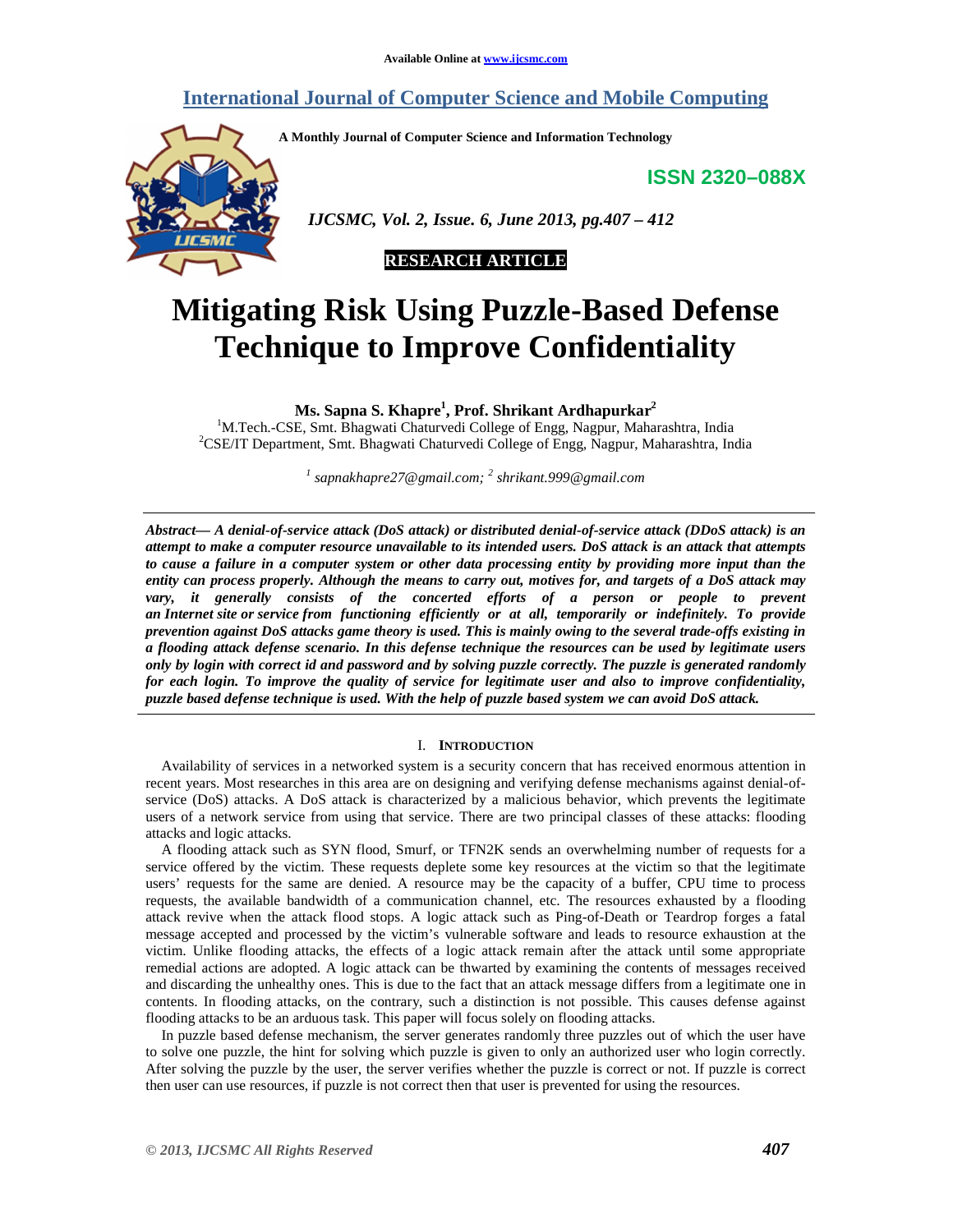Available Online at www.ijcsmc.com

# International Journal of Computer Science and Mobile Computing

A Monthly Journal of Computer Science and Information Technology

**ISSN 2320–088X**

*IJCSMC, Vol. 2, Issue. 6, June 2013, pg.407 – 412*

**RESEARCH ARTICLE**

# Mitigating Risk Using Puzzle-Based Defense Technique to Improve Confidentiality

**Ms. Sapna S. Khapre[1], Prof. Shrikant Ardhapurkar[2]**

[1]M.Tech.-CSE, Smt. Bhagwati Chaturvedi College of Engg, Nagpur, Maharashtra, India
[2]CSE/IT Department, Smt. Bhagwati Chaturvedi College of Engg, Nagpur, Maharashtra, India

*[1] sapnakhapre27@gmail.com; [2] shrikant.999@gmail.com*

***Abstract— A denial-of-service attack (DoS attack) or distributed denial-of-service attack (DDoS attack) is an attempt to make a computer resource unavailable to its intended users. DoS attack is an attack that attempts to cause a failure in a computer system or other data processing entity by providing more input than the entity can process properly. Although the means to carry out, motives for, and targets of a DoS attack may vary, it generally consists of the concerted efforts of a person or people to prevent an Internet site or service from functioning efficiently or at all, temporarily or indefinitely. To provide prevention against DoS attacks game theory is used. This is mainly owing to the several trade-offs existing in a flooding attack defense scenario. In this defense technique the resources can be used by legitimate users only by login with correct id and password and by solving puzzle correctly. The puzzle is generated randomly for each login. To improve the quality of service for legitimate user and also to improve confidentiality, puzzle based defense technique is used. With the help of puzzle based system we can avoid DoS attack.***

## I. Introduction

Availability of services in a networked system is a security concern that has received enormous attention in recent years. Most researches in this area are on designing and verifying defense mechanisms against denial-of-service (DoS) attacks. A DoS attack is characterized by a malicious behavior, which prevents the legitimate users of a network service from using that service. There are two principal classes of these attacks: flooding attacks and logic attacks.

A flooding attack such as SYN flood, Smurf, or TFN2K sends an overwhelming number of requests for a service offered by the victim. These requests deplete some key resources at the victim so that the legitimate users' requests for the same are denied. A resource may be the capacity of a buffer, CPU time to process requests, the available bandwidth of a communication channel, etc. The resources exhausted by a flooding attack revive when the attack flood stops. A logic attack such as Ping-of-Death or Teardrop forges a fatal message accepted and processed by the victim's vulnerable software and leads to resource exhaustion at the victim. Unlike flooding attacks, the effects of a logic attack remain after the attack until some appropriate remedial actions are adopted. A logic attack can be thwarted by examining the contents of messages received and discarding the unhealthy ones. This is due to the fact that an attack message differs from a legitimate one in contents. In flooding attacks, on the contrary, such a distinction is not possible. This causes defense against flooding attacks to be an arduous task. This paper will focus solely on flooding attacks.

In puzzle based defense mechanism, the server generates randomly three puzzles out of which the user have to solve one puzzle, the hint for solving which puzzle is given to only an authorized user who login correctly. After solving the puzzle by the user, the server verifies whether the puzzle is correct or not. If puzzle is correct then user can use resources, if puzzle is not correct then that user is prevented for using the resources.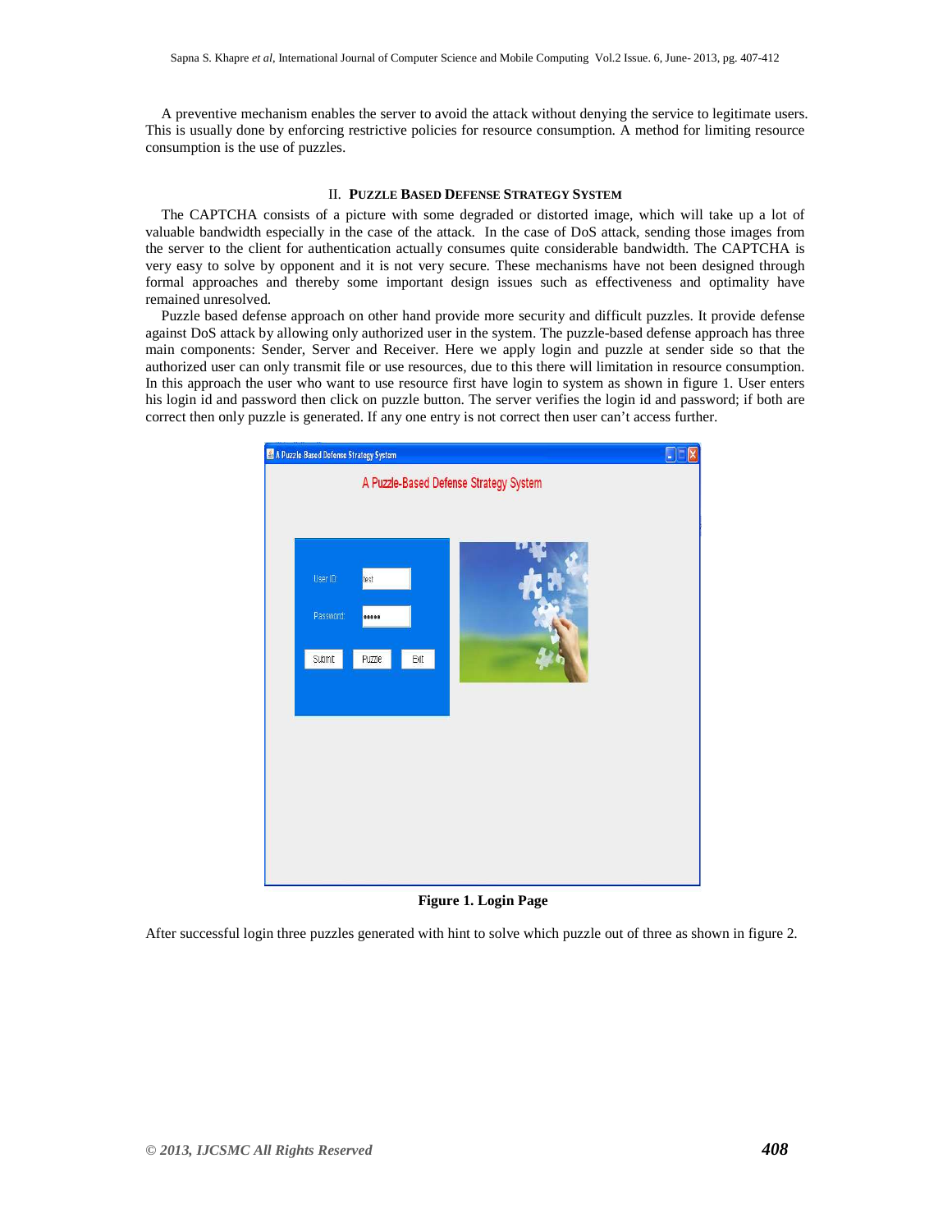A preventive mechanism enables the server to avoid the attack without denying the service to legitimate users. This is usually done by enforcing restrictive policies for resource consumption. A method for limiting resource consumption is the use of puzzles.

## II. PUZZLE BASED DEFENSE STRATEGY SYSTEM

The CAPTCHA consists of a picture with some degraded or distorted image, which will take up a lot of valuable bandwidth especially in the case of the attack. In the case of DoS attack, sending those images from the server to the client for authentication actually consumes quite considerable bandwidth. The CAPTCHA is very easy to solve by opponent and it is not very secure. These mechanisms have not been designed through formal approaches and thereby some important design issues such as effectiveness and optimality have remained unresolved.

Puzzle based defense approach on other hand provide more security and difficult puzzles. It provide defense against DoS attack by allowing only authorized user in the system. The puzzle-based defense approach has three main components: Sender, Server and Receiver. Here we apply login and puzzle at sender side so that the authorized user can only transmit file or use resources, due to this there will limitation in resource consumption. In this approach the user who want to use resource first have login to system as shown in figure 1. User enters his login id and password then click on puzzle button. The server verifies the login id and password; if both are correct then only puzzle is generated. If any one entry is not correct then user can't access further.

**Figure 1. Login Page**

After successful login three puzzles generated with hint to solve which puzzle out of three as shown in figure 2.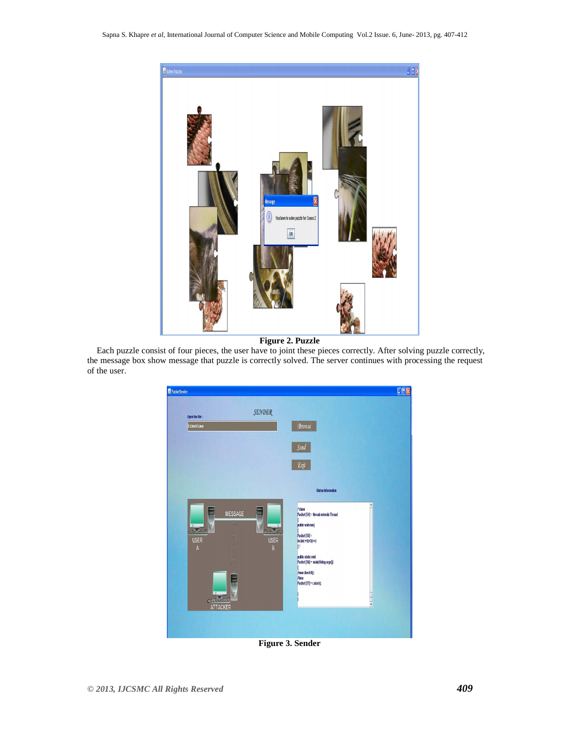**Figure 2. Puzzle**

Each puzzle consist of four pieces, the user have to joint these pieces correctly. After solving puzzle correctly, the message box show message that puzzle is correctly solved. The server continues with processing the request of the user.

**Figure 3. Sender**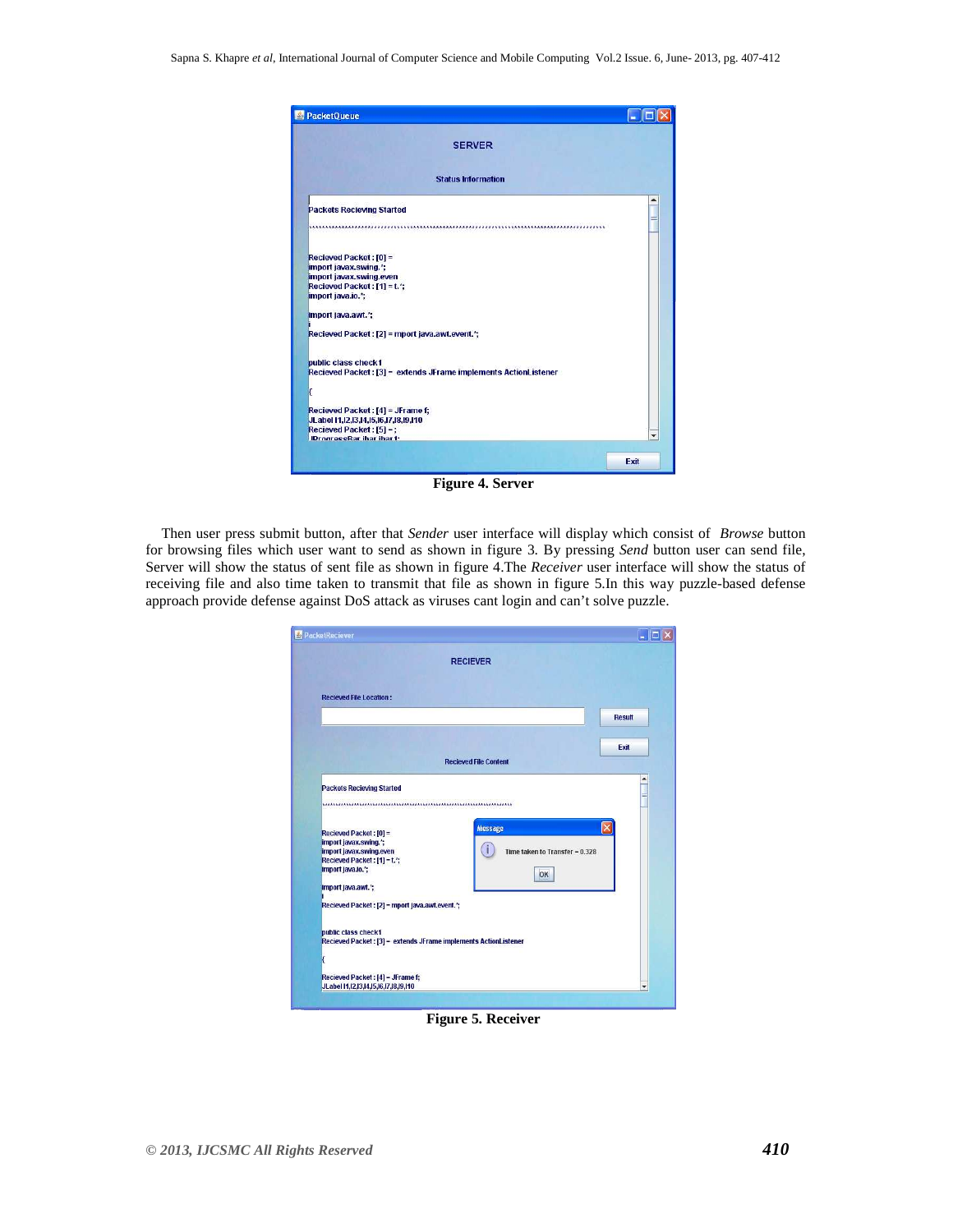Figure 4. Server

Then user press submit button, after that *Sender* user interface will display which consist of *Browse* button for browsing files which user want to send as shown in figure 3. By pressing *Send* button user can send file, Server will show the status of sent file as shown in figure 4.The *Receiver* user interface will show the status of receiving file and also time taken to transmit that file as shown in figure 5.In this way puzzle-based defense approach provide defense against DoS attack as viruses cant login and can't solve puzzle.

Figure 5. Receiver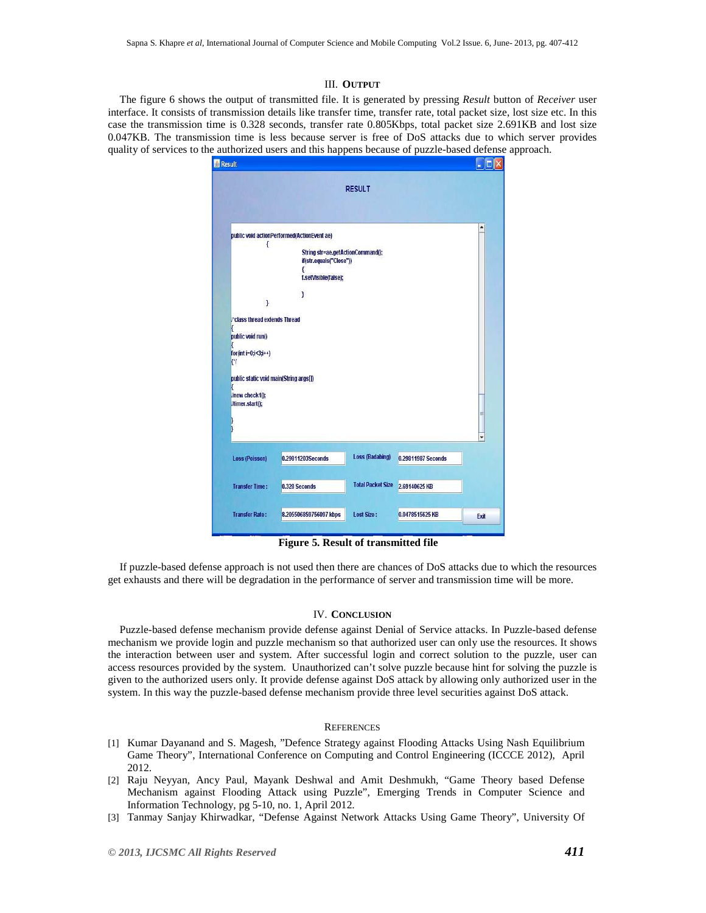## III. OUTPUT

The figure 6 shows the output of transmitted file. It is generated by pressing *Result* button of *Receiver* user interface. It consists of transmission details like transfer time, transfer rate, total packet size, lost size etc. In this case the transmission time is 0.328 seconds, transfer rate 0.805Kbps, total packet size 2.691KB and lost size 0.047KB. The transmission time is less because server is free of DoS attacks due to which server provides quality of services to the authorized users and this happens because of puzzle-based defense approach.

**Figure 5. Result of transmitted file**

If puzzle-based defense approach is not used then there are chances of DoS attacks due to which the resources get exhausts and there will be degradation in the performance of server and transmission time will be more.

## IV. CONCLUSION

Puzzle-based defense mechanism provide defense against Denial of Service attacks. In Puzzle-based defense mechanism we provide login and puzzle mechanism so that authorized user can only use the resources. It shows the interaction between user and system. After successful login and correct solution to the puzzle, user can access resources provided by the system. Unauthorized can't solve puzzle because hint for solving the puzzle is given to the authorized users only. It provide defense against DoS attack by allowing only authorized user in the system. In this way the puzzle-based defense mechanism provide three level securities against DoS attack.

## REFERENCES

[1] Kumar Dayanand and S. Magesh, "Defence Strategy against Flooding Attacks Using Nash Equilibrium Game Theory", International Conference on Computing and Control Engineering (ICCCE 2012), April 2012.

[2] Raju Neyyan, Ancy Paul, Mayank Deshwal and Amit Deshmukh, "Game Theory based Defense Mechanism against Flooding Attack using Puzzle", Emerging Trends in Computer Science and Information Technology, pg 5-10, no. 1, April 2012.

[3] Tanmay Sanjay Khirwadkar, "Defense Against Network Attacks Using Game Theory", University Of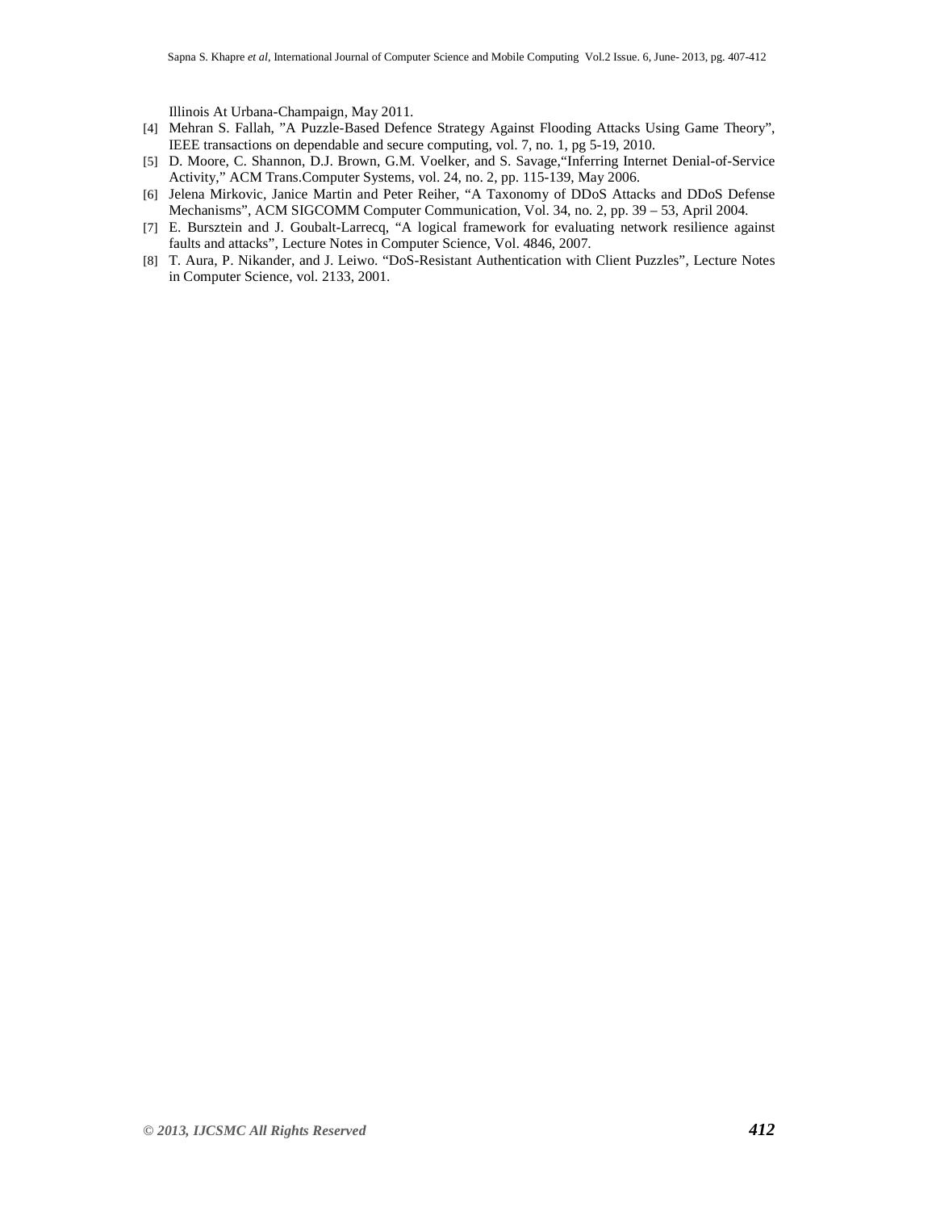Illinois At Urbana-Champaign, May 2011.

[4] Mehran S. Fallah, "A Puzzle-Based Defence Strategy Against Flooding Attacks Using Game Theory", IEEE transactions on dependable and secure computing, vol. 7, no. 1, pg 5-19, 2010.

[5] D. Moore, C. Shannon, D.J. Brown, G.M. Voelker, and S. Savage,"Inferring Internet Denial-of-Service Activity," ACM Trans.Computer Systems, vol. 24, no. 2, pp. 115-139, May 2006.

[6] Jelena Mirkovic, Janice Martin and Peter Reiher, "A Taxonomy of DDoS Attacks and DDoS Defense Mechanisms", ACM SIGCOMM Computer Communication, Vol. 34, no. 2, pp. 39 – 53, April 2004.

[7] E. Bursztein and J. Goubalt-Larrecq, "A logical framework for evaluating network resilience against faults and attacks", Lecture Notes in Computer Science, Vol. 4846, 2007.

[8] T. Aura, P. Nikander, and J. Leiwo. "DoS-Resistant Authentication with Client Puzzles", Lecture Notes in Computer Science, vol. 2133, 2001.